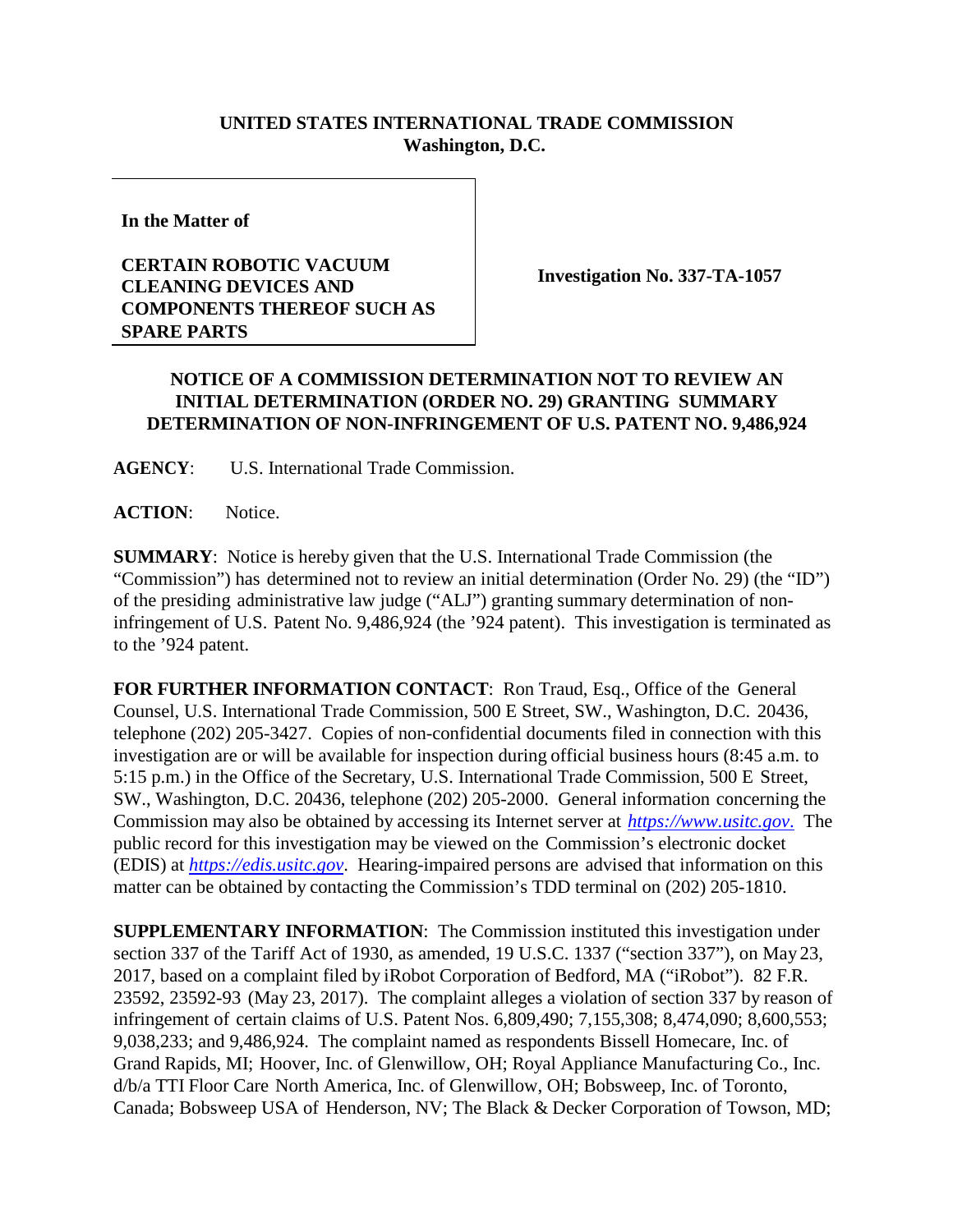**UNITED STATES INTERNATIONAL TRADE COMMISSION**
**Washington, D.C.**

**In the Matter of**

**CERTAIN ROBOTIC VACUUM CLEANING DEVICES AND COMPONENTS THEREOF SUCH AS SPARE PARTS**

**Investigation No. 337-TA-1057**

**NOTICE OF A COMMISSION DETERMINATION NOT TO REVIEW AN INITIAL DETERMINATION (ORDER NO. 29) GRANTING SUMMARY DETERMINATION OF NON-INFRINGEMENT OF U.S. PATENT NO. 9,486,924**

**AGENCY**: U.S. International Trade Commission.

**ACTION**: Notice.

**SUMMARY**: Notice is hereby given that the U.S. International Trade Commission (the "Commission") has determined not to review an initial determination (Order No. 29) (the "ID") of the presiding administrative law judge ("ALJ") granting summary determination of non-infringement of U.S. Patent No. 9,486,924 (the '924 patent). This investigation is terminated as to the '924 patent.

**FOR FURTHER INFORMATION CONTACT**: Ron Traud, Esq., Office of the General Counsel, U.S. International Trade Commission, 500 E Street, SW., Washington, D.C. 20436, telephone (202) 205-3427. Copies of non-confidential documents filed in connection with this investigation are or will be available for inspection during official business hours (8:45 a.m. to 5:15 p.m.) in the Office of the Secretary, U.S. International Trade Commission, 500 E Street, SW., Washington, D.C. 20436, telephone (202) 205-2000. General information concerning the Commission may also be obtained by accessing its Internet server at *https://www.usitc.gov*. The public record for this investigation may be viewed on the Commission's electronic docket (EDIS) at *https://edis.usitc.gov*. Hearing-impaired persons are advised that information on this matter can be obtained by contacting the Commission's TDD terminal on (202) 205-1810.

**SUPPLEMENTARY INFORMATION**: The Commission instituted this investigation under section 337 of the Tariff Act of 1930, as amended, 19 U.S.C. 1337 ("section 337"), on May 23, 2017, based on a complaint filed by iRobot Corporation of Bedford, MA ("iRobot"). 82 F.R. 23592, 23592-93 (May 23, 2017). The complaint alleges a violation of section 337 by reason of infringement of certain claims of U.S. Patent Nos. 6,809,490; 7,155,308; 8,474,090; 8,600,553; 9,038,233; and 9,486,924. The complaint named as respondents Bissell Homecare, Inc. of Grand Rapids, MI; Hoover, Inc. of Glenwillow, OH; Royal Appliance Manufacturing Co., Inc. d/b/a TTI Floor Care North America, Inc. of Glenwillow, OH; Bobsweep, Inc. of Toronto, Canada; Bobsweep USA of Henderson, NV; The Black & Decker Corporation of Towson, MD;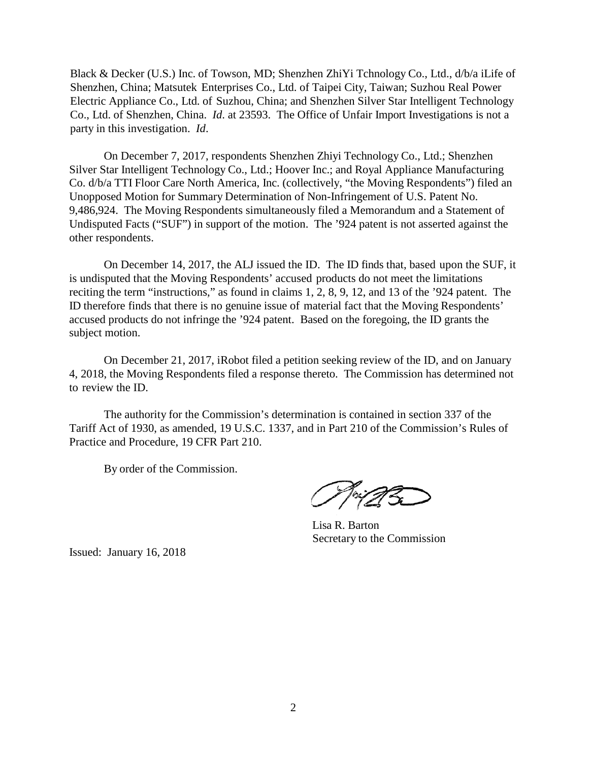Black & Decker (U.S.) Inc. of Towson, MD; Shenzhen ZhiYi Tchnology Co., Ltd., d/b/a iLife of Shenzhen, China; Matsutek Enterprises Co., Ltd. of Taipei City, Taiwan; Suzhou Real Power Electric Appliance Co., Ltd. of Suzhou, China; and Shenzhen Silver Star Intelligent Technology Co., Ltd. of Shenzhen, China. *Id*. at 23593. The Office of Unfair Import Investigations is not a party in this investigation. *Id*.

On December 7, 2017, respondents Shenzhen Zhiyi Technology Co., Ltd.; Shenzhen Silver Star Intelligent Technology Co., Ltd.; Hoover Inc.; and Royal Appliance Manufacturing Co. d/b/a TTI Floor Care North America, Inc. (collectively, "the Moving Respondents") filed an Unopposed Motion for Summary Determination of Non-Infringement of U.S. Patent No. 9,486,924. The Moving Respondents simultaneously filed a Memorandum and a Statement of Undisputed Facts ("SUF") in support of the motion. The '924 patent is not asserted against the other respondents.

On December 14, 2017, the ALJ issued the ID. The ID finds that, based upon the SUF, it is undisputed that the Moving Respondents' accused products do not meet the limitations reciting the term "instructions," as found in claims 1, 2, 8, 9, 12, and 13 of the '924 patent. The ID therefore finds that there is no genuine issue of material fact that the Moving Respondents' accused products do not infringe the '924 patent. Based on the foregoing, the ID grants the subject motion.

On December 21, 2017, iRobot filed a petition seeking review of the ID, and on January 4, 2018, the Moving Respondents filed a response thereto. The Commission has determined not to review the ID.

The authority for the Commission's determination is contained in section 337 of the Tariff Act of 1930, as amended, 19 U.S.C. 1337, and in Part 210 of the Commission's Rules of Practice and Procedure, 19 CFR Part 210.

By order of the Commission.

Lisa R. Barton
Secretary to the Commission

Issued: January 16, 2018